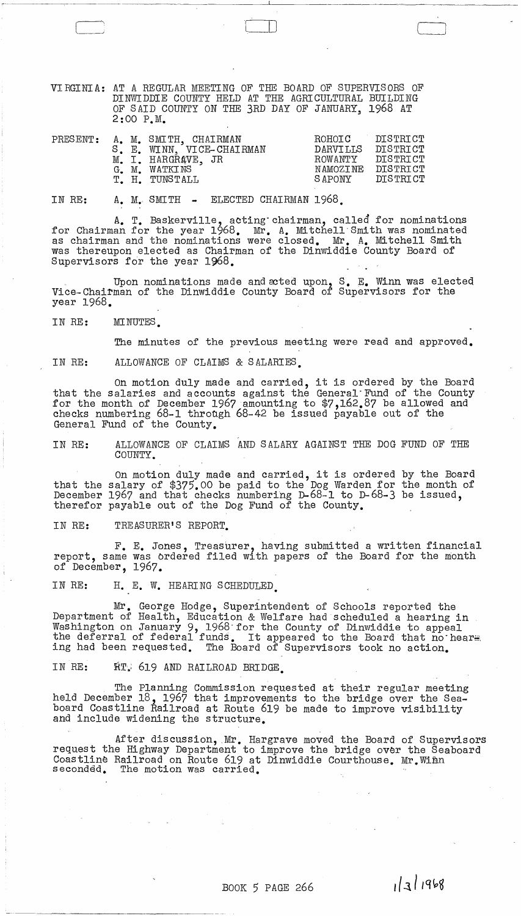VIRGINIA: AT A REGULAR MEETING OF THE BOARD OF SUPERVISORS OF DINWIDDIE COUNTY HELD AT THE AGRICULTURAL BUILDING OF SAID COUNTY ON THE 3RD DAY OF JANUARY, 1968 AT 2:00 P.M.

| PRESENT: | | |
|---|---|---|
| | A. M. SMITH, CHAIRMAN | ROHOIC DISTRICT |
| | S. E. WINN, VICE-CHAIRMAN | DARVILLS DISTRICT |
| | M. I. HARGRAVE, JR | ROWANTY DISTRICT |
| | G. M. WATKINS | NAMOZINE DISTRICT |
| | T. H. TUNSTALL | SAPONY DISTRICT |

IN RE: A. M. SMITH - ELECTED CHAIRMAN 1968.

A. T. Baskerville, acting chairman, called for nominations for Chairman for the year 1968. Mr. A. Mitchell Smith was nominated as chairman and the nominations were closed. Mr. A. Mitchell Smith was thereupon elected as Chairman of the Dinwiddie County Board of Supervisors for the year 1968.

Upon nominations made and acted upon, S. E. Winn was elected Vice-Chairman of the Dinwiddie County Board of Supervisors for the year 1968.

IN RE: MINUTES.

The minutes of the previous meeting were read and approved.

IN RE: ALLOWANCE OF CLAIMS & SALARIES.

On motion duly made and carried, it is ordered by the Board that the salaries and accounts against the General Fund of the County for the month of December 1967 amounting to $7,162.87 be allowed and checks numbering 68-1 through 68-42 be issued payable out of the General Fund of the County.

IN RE: ALLOWANCE OF CLAIMS AND SALARY AGAINST THE DOG FUND OF THE COUNTY.

On motion duly made and carried, it is ordered by the Board that the salary of $375.00 be paid to the Dog Warden for the month of December 1967 and that checks numbering D-68-1 to D-68-3 be issued, therefor payable out of the Dog Fund of the County.

IN RE: TREASURER'S REPORT.

F. E. Jones, Treasurer, having submitted a written financial report, same was ordered filed with papers of the Board for the month of December, 1967.

IN RE: H. E. W. HEARING SCHEDULED.

Mr. George Hodge, Superintendent of Schools reported the Department of Health, Education & Welfare had scheduled a hearing in Washington on January 9, 1968 for the County of Dinwiddie to appeal the deferral of federal funds. It appeared to the Board that no hearing had been requested. The Board of Supervisors took no action.

IN RE: RT. 619 AND RAILROAD BRIDGE.

The Planning Commission requested at their regular meeting held December 18, 1967 that improvements to the bridge over the Seaboard Coastline Railroad at Route 619 be made to improve visibility and include widening the structure.

After discussion, Mr. Hargrave moved the Board of Supervisors request the Highway Department to improve the bridge over the Seaboard Coastline Railroad on Route 619 at Dinwiddie Courthouse. Mr. Winn seconded. The motion was carried.

BOOK 5 PAGE 266 1/3/1968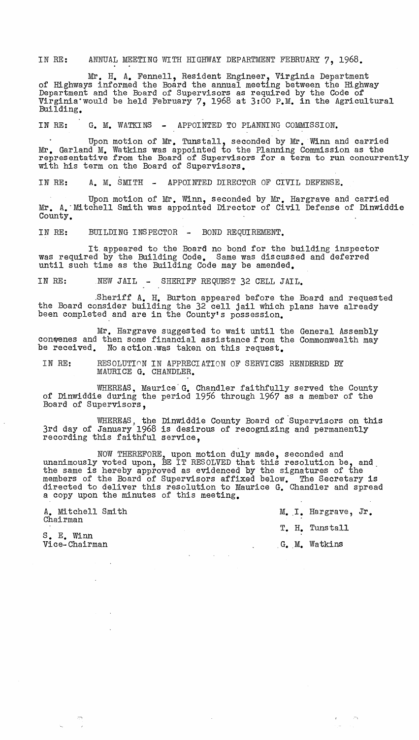IN RE: ANNUAL MEETING WITH HIGHWAY DEPARTMENT FEBRUARY 7, 1968.

Mr. H. A. Fennell, Resident Engineer, Virginia Department of Highways informed the Board the annual meeting between the Highway Department and the Board of Supervisors as required by the Code of Virginia would be held February 7, 1968 at 3:00 P.M. in the Agricultural Building.

IN RE: G. M. WATKINS - APPOINTED TO PLANNING COMMISSION.

Upon motion of Mr. Tunstall, seconded by Mr. Winn and carried Mr. Garland M. Watkins was appointed to the Planning Commission as the representative from the Board of Supervisors for a term to run concurrently with his term on the Board of Supervisors.

IN RE: A. M. SMITH - APPOINTED DIRECTOR OF CIVIL DEFENSE.

Upon motion of Mr. Winn, seconded by Mr. Hargrave and carried Mr. A. Mitchell Smith was appointed Director of Civil Defense of Dinwiddie County.

IN RE: BUILDING INSPECTOR - BOND REQUIREMENT.

It appeared to the Board no bond for the building inspector was required by the Building Code. Same was discussed and deferred until such time as the Building Code may be amended.

IN RE: NEW JAIL - SHERIFF REQUEST 32 CELL JAIL.

Sheriff A. H. Burton appeared before the Board and requested the Board consider building the 32 cell jail which plans have already been completed and are in the County's possession.

Mr. Hargrave suggested to wait until the General Assembly convenes and then some financial assistance from the Commonwealth may be received. No action was taken on this request.

IN RE: RESOLUTION IN APPRECIATION OF SERVICES RENDERED BY MAURICE G. CHANDLER.

WHEREAS, Maurice G. Chandler faithfully served the County of Dinwiddie during the period 1956 through 1967 as a member of the Board of Supervisors,

WHEREAS, the Dinwiddie County Board of Supervisors on this 3rd day of January 1968 is desirous of recognizing and permanently recording this faithful service,

NOW THEREFORE, upon motion duly made, seconded and unanimously voted upon, BE IT RESOLVED that this resolution be, and the same is hereby approved as evidenced by the signatures of the members of the Board of Supervisors affixed below. The Secretary is directed to deliver this resolution to Maurice G. Chandler and spread a copy upon the minutes of this meeting.

A. Mitchell Smith
Chairman

S. E. Winn
Vice-Chairman

M. I. Hargrave, Jr.

T. H. Tunstall

G. M. Watkins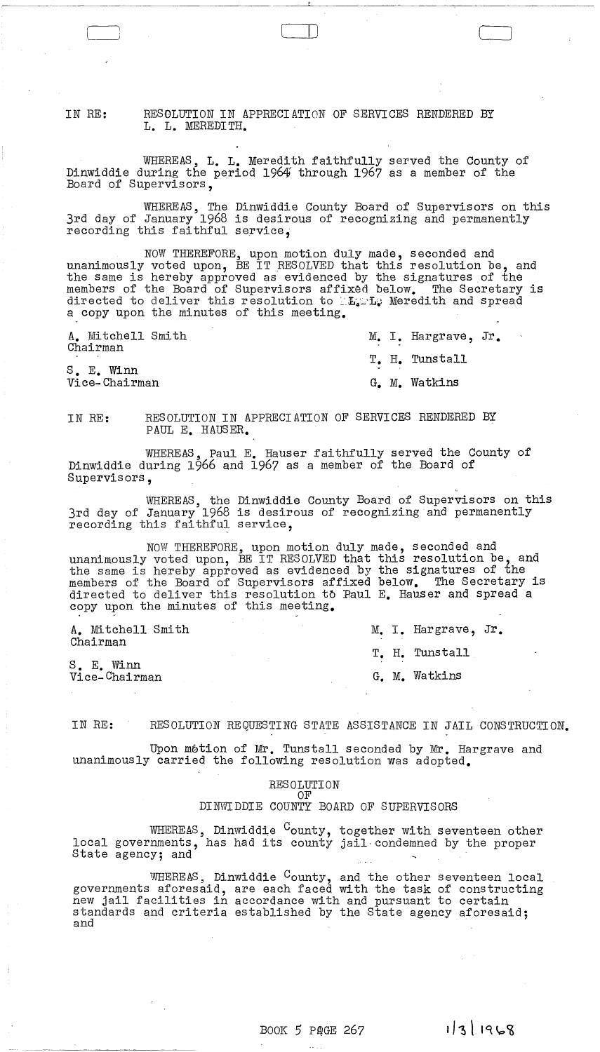IN RE: RESOLUTION IN APPRECIATION OF SERVICES RENDERED BY L. L. MEREDITH.

WHEREAS, L. L. Meredith faithfully served the County of Dinwiddie during the period 1964 through 1967 as a member of the Board of Supervisors,

WHEREAS, The Dinwiddie County Board of Supervisors on this 3rd day of January 1968 is desirous of recognizing and permanently recording this faithful service,

NOW THEREFORE, upon motion duly made, seconded and unanimously voted upon, BE IT RESOLVED that this resolution be, and the same is hereby approved as evidenced by the signatures of the members of the Board of Supervisors affixed below. The Secretary is directed to deliver this resolution to L. L. Meredith and spread a copy upon the minutes of this meeting.

A. Mitchell Smith
Chairman

S. E. Winn
Vice-Chairman

M. I. Hargrave, Jr.

T. H. Tunstall

G. M. Watkins

IN RE: RESOLUTION IN APPRECIATION OF SERVICES RENDERED BY PAUL E. HAUSER.

WHEREAS, Paul E. Hauser faithfully served the County of Dinwiddie during 1966 and 1967 as a member of the Board of Supervisors,

WHEREAS, the Dinwiddie County Board of Supervisors on this 3rd day of January 1968 is desirous of recognizing and permanently recording this faithful service,

NOW THEREFORE, upon motion duly made, seconded and unanimously voted upon, BE IT RESOLVED that this resolution be, and the same is hereby approved as evidenced by the signatures of the members of the Board of Supervisors affixed below. The Secretary is directed to deliver this resolution to Paul E. Hauser and spread a copy upon the minutes of this meeting.

A. Mitchell Smith
Chairman

S. E. Winn
Vice-Chairman

M. I. Hargrave, Jr.

T. H. Tunstall

G. M. Watkins

IN RE: RESOLUTION REQUESTING STATE ASSISTANCE IN JAIL CONSTRUCTION.

Upon motion of Mr. Tunstall seconded by Mr. Hargrave and unanimously carried the following resolution was adopted.

RESOLUTION
OF
DINWIDDIE COUNTY BOARD OF SUPERVISORS

WHEREAS, Dinwiddie County, together with seventeen other local governments, has had its county jail condemned by the proper State agency; and

WHEREAS, Dinwiddie County, and the other seventeen local governments aforesaid, are each faced with the task of constructing new jail facilities in accordance with and pursuant to certain standards and criteria established by the State agency aforesaid; and

BOOK 5 PAGE 267　　1/3/1968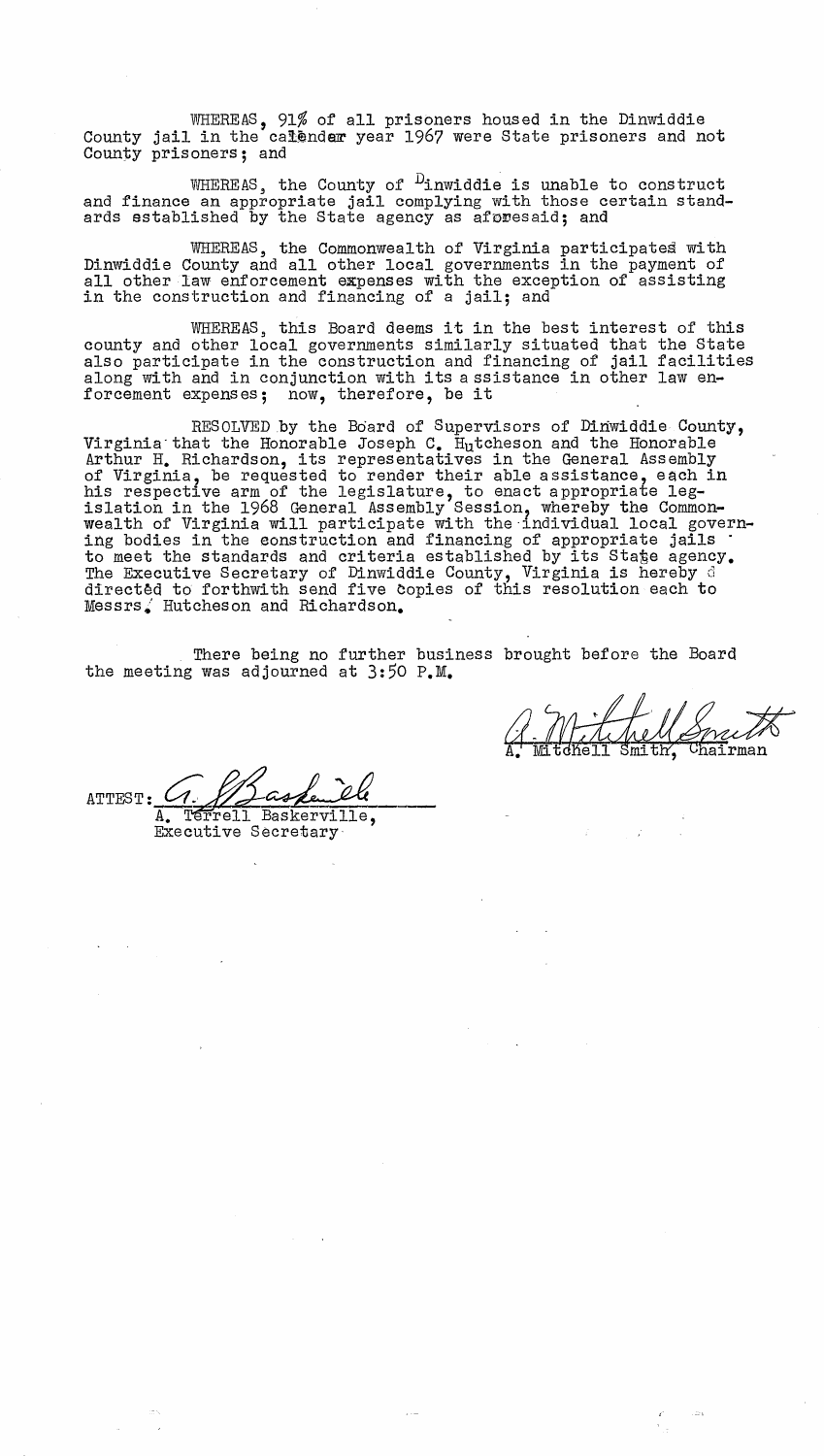WHEREAS, 91% of all prisoners housed in the Dinwiddie County jail in the calendar year 1967 were State prisoners and not County prisoners; and

WHEREAS, the County of Dinwiddie is unable to construct and finance an appropriate jail complying with those certain standards established by the State agency as aforesaid; and

WHEREAS, the Commonwealth of Virginia participates with Dinwiddie County and all other local governments in the payment of all other law enforcement expenses with the exception of assisting in the construction and financing of a jail; and

WHEREAS, this Board deems it in the best interest of this county and other local governments similarly situated that the State also participate in the construction and financing of jail facilities along with and in conjunction with its assistance in other law enforcement expenses; now, therefore, be it

RESOLVED by the Board of Supervisors of Dinwiddie County, Virginia that the Honorable Joseph C. Hutcheson and the Honorable Arthur H. Richardson, its representatives in the General Assembly of Virginia, be requested to render their able assistance, each in his respective arm of the legislature, to enact appropriate legislation in the 1968 General Assembly Session, whereby the Commonwealth of Virginia will participate with the individual local governing bodies in the construction and financing of appropriate jails to meet the standards and criteria established by its State agency. The Executive Secretary of Dinwiddie County, Virginia is hereby directed to forthwith send five copies of this resolution each to Messrs. Hutcheson and Richardson.

There being no further business brought before the Board the meeting was adjourned at 3:50 P.M.

A. Mitchell Smith, Chairman

ATTEST: A. Terrell Baskerville, Executive Secretary